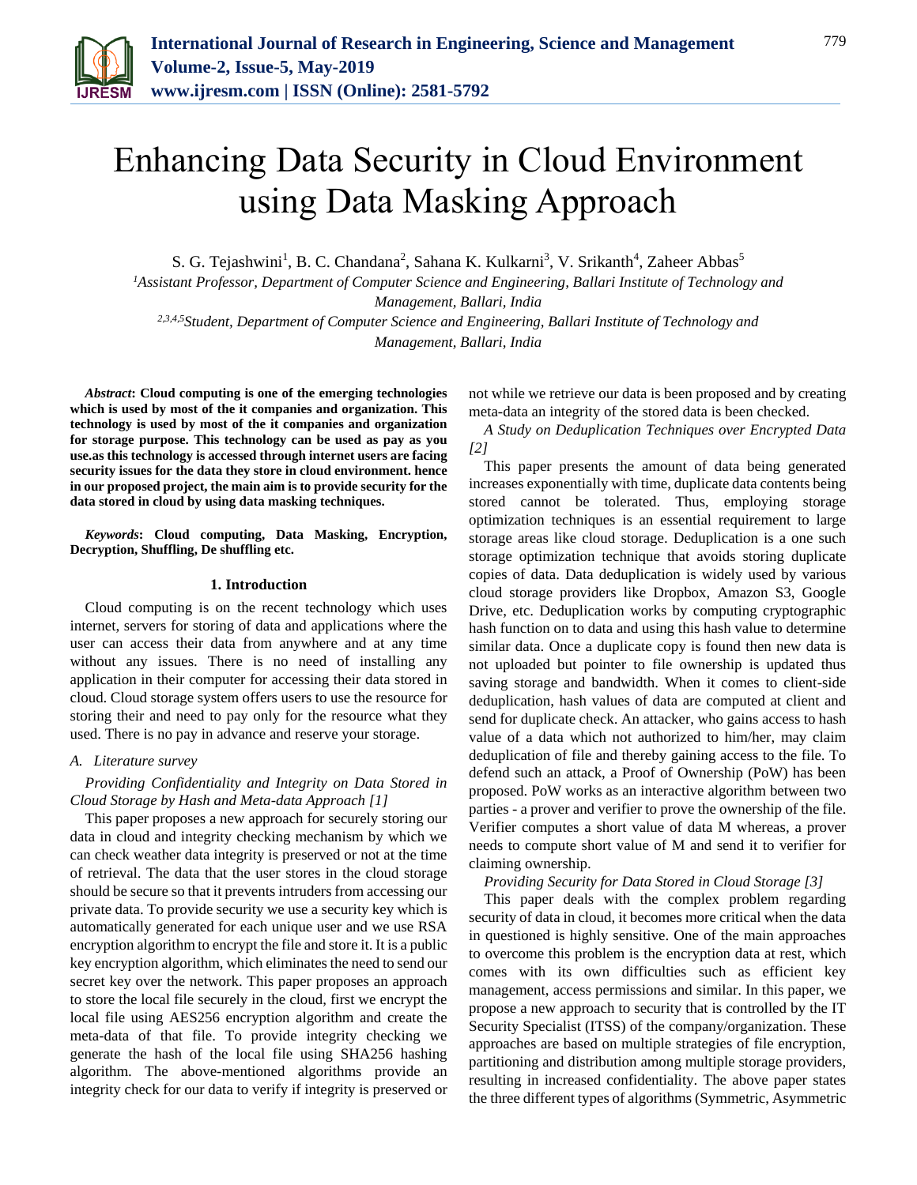# Enhancing Data Security in Cloud Environment using Data Masking Approach

S. G. Tejashwini[1], B. C. Chandana[2], Sahana K. Kulkarni[3], V. Srikanth[4], Zaheer Abbas[5]

[1]*Assistant Professor, Department of Computer Science and Engineering, Ballari Institute of Technology and Management, Ballari, India*

[2,3,4,5]*Student, Department of Computer Science and Engineering, Ballari Institute of Technology and Management, Ballari, India*

***Abstract*: Cloud computing is one of the emerging technologies which is used by most of the it companies and organization. This technology is used by most of the it companies and organization for storage purpose. This technology can be used as pay as you use.as this technology is accessed through internet users are facing security issues for the data they store in cloud environment. hence in our proposed project, the main aim is to provide security for the data stored in cloud by using data masking techniques.**

***Keywords*: Cloud computing, Data Masking, Encryption, Decryption, Shuffling, De shuffling etc.**

## 1. Introduction

Cloud computing is on the recent technology which uses internet, servers for storing of data and applications where the user can access their data from anywhere and at any time without any issues. There is no need of installing any application in their computer for accessing their data stored in cloud. Cloud storage system offers users to use the resource for storing their and need to pay only for the resource what they used. There is no pay in advance and reserve your storage.

### *A. Literature survey*

*Providing Confidentiality and Integrity on Data Stored in Cloud Storage by Hash and Meta-data Approach [1]*

This paper proposes a new approach for securely storing our data in cloud and integrity checking mechanism by which we can check weather data integrity is preserved or not at the time of retrieval. The data that the user stores in the cloud storage should be secure so that it prevents intruders from accessing our private data. To provide security we use a security key which is automatically generated for each unique user and we use RSA encryption algorithm to encrypt the file and store it. It is a public key encryption algorithm, which eliminates the need to send our secret key over the network. This paper proposes an approach to store the local file securely in the cloud, first we encrypt the local file using AES256 encryption algorithm and create the meta-data of that file. To provide integrity checking we generate the hash of the local file using SHA256 hashing algorithm. The above-mentioned algorithms provide an integrity check for our data to verify if integrity is preserved or not while we retrieve our data is been proposed and by creating meta-data an integrity of the stored data is been checked.

*A Study on Deduplication Techniques over Encrypted Data [2]*

This paper presents the amount of data being generated increases exponentially with time, duplicate data contents being stored cannot be tolerated. Thus, employing storage optimization techniques is an essential requirement to large storage areas like cloud storage. Deduplication is a one such storage optimization technique that avoids storing duplicate copies of data. Data deduplication is widely used by various cloud storage providers like Dropbox, Amazon S3, Google Drive, etc. Deduplication works by computing cryptographic hash function on to data and using this hash value to determine similar data. Once a duplicate copy is found then new data is not uploaded but pointer to file ownership is updated thus saving storage and bandwidth. When it comes to client-side deduplication, hash values of data are computed at client and send for duplicate check. An attacker, who gains access to hash value of a data which not authorized to him/her, may claim deduplication of file and thereby gaining access to the file. To defend such an attack, a Proof of Ownership (PoW) has been proposed. PoW works as an interactive algorithm between two parties - a prover and verifier to prove the ownership of the file. Verifier computes a short value of data M whereas, a prover needs to compute short value of M and send it to verifier for claiming ownership.

*Providing Security for Data Stored in Cloud Storage [3]*

This paper deals with the complex problem regarding security of data in cloud, it becomes more critical when the data in questioned is highly sensitive. One of the main approaches to overcome this problem is the encryption data at rest, which comes with its own difficulties such as efficient key management, access permissions and similar. In this paper, we propose a new approach to security that is controlled by the IT Security Specialist (ITSS) of the company/organization. These approaches are based on multiple strategies of file encryption, partitioning and distribution among multiple storage providers, resulting in increased confidentiality. The above paper states the three different types of algorithms (Symmetric, Asymmetric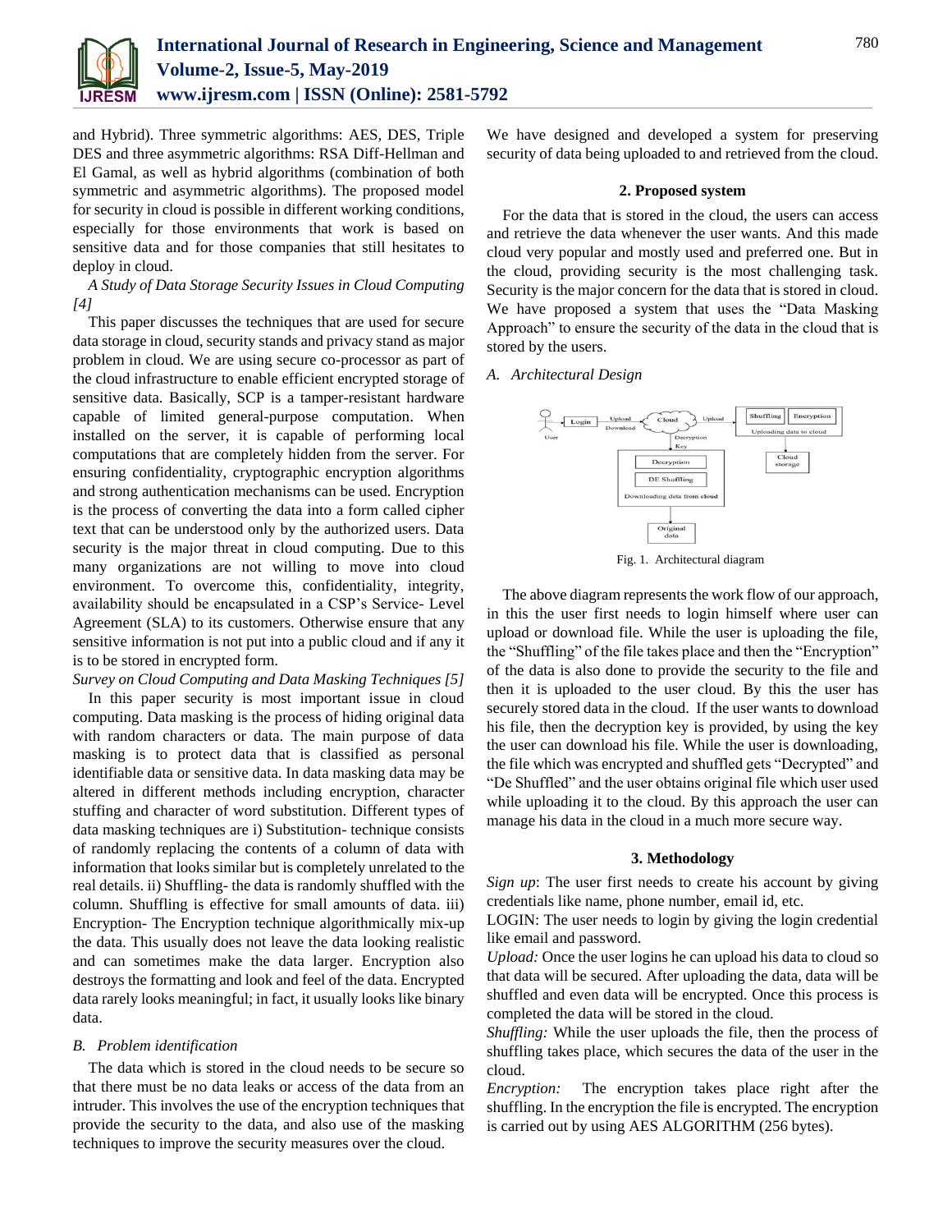and Hybrid). Three symmetric algorithms: AES, DES, Triple DES and three asymmetric algorithms: RSA Diff-Hellman and El Gamal, as well as hybrid algorithms (combination of both symmetric and asymmetric algorithms). The proposed model for security in cloud is possible in different working conditions, especially for those environments that work is based on sensitive data and for those companies that still hesitates to deploy in cloud.

*A Study of Data Storage Security Issues in Cloud Computing [4]*

This paper discusses the techniques that are used for secure data storage in cloud, security stands and privacy stand as major problem in cloud. We are using secure co-processor as part of the cloud infrastructure to enable efficient encrypted storage of sensitive data. Basically, SCP is a tamper-resistant hardware capable of limited general-purpose computation. When installed on the server, it is capable of performing local computations that are completely hidden from the server. For ensuring confidentiality, cryptographic encryption algorithms and strong authentication mechanisms can be used. Encryption is the process of converting the data into a form called cipher text that can be understood only by the authorized users. Data security is the major threat in cloud computing. Due to this many organizations are not willing to move into cloud environment. To overcome this, confidentiality, integrity, availability should be encapsulated in a CSP's Service- Level Agreement (SLA) to its customers. Otherwise ensure that any sensitive information is not put into a public cloud and if any it is to be stored in encrypted form.

*Survey on Cloud Computing and Data Masking Techniques [5]*

In this paper security is most important issue in cloud computing. Data masking is the process of hiding original data with random characters or data. The main purpose of data masking is to protect data that is classified as personal identifiable data or sensitive data. In data masking data may be altered in different methods including encryption, character stuffing and character of word substitution. Different types of data masking techniques are i) Substitution- technique consists of randomly replacing the contents of a column of data with information that looks similar but is completely unrelated to the real details. ii) Shuffling- the data is randomly shuffled with the column. Shuffling is effective for small amounts of data. iii) Encryption- The Encryption technique algorithmically mix-up the data. This usually does not leave the data looking realistic and can sometimes make the data larger. Encryption also destroys the formatting and look and feel of the data. Encrypted data rarely looks meaningful; in fact, it usually looks like binary data.

### B. Problem identification

The data which is stored in the cloud needs to be secure so that there must be no data leaks or access of the data from an intruder. This involves the use of the encryption techniques that provide the security to the data, and also use of the masking techniques to improve the security measures over the cloud.

We have designed and developed a system for preserving security of data being uploaded to and retrieved from the cloud.

## 2. Proposed system

For the data that is stored in the cloud, the users can access and retrieve the data whenever the user wants. And this made cloud very popular and mostly used and preferred one. But in the cloud, providing security is the most challenging task. Security is the major concern for the data that is stored in cloud. We have proposed a system that uses the "Data Masking Approach" to ensure the security of the data in the cloud that is stored by the users.

### A. Architectural Design

Fig. 1. Architectural diagram

The above diagram represents the work flow of our approach, in this the user first needs to login himself where user can upload or download file. While the user is uploading the file, the "Shuffling" of the file takes place and then the "Encryption" of the data is also done to provide the security to the file and then it is uploaded to the user cloud. By this the user has securely stored data in the cloud. If the user wants to download his file, then the decryption key is provided, by using the key the user can download his file. While the user is downloading, the file which was encrypted and shuffled gets "Decrypted" and "De Shuffled" and the user obtains original file which user used while uploading it to the cloud. By this approach the user can manage his data in the cloud in a much more secure way.

## 3. Methodology

*Sign up*: The user first needs to create his account by giving credentials like name, phone number, email id, etc.

LOGIN: The user needs to login by giving the login credential like email and password.

*Upload:* Once the user logins he can upload his data to cloud so that data will be secured. After uploading the data, data will be shuffled and even data will be encrypted. Once this process is completed the data will be stored in the cloud.

*Shuffling:* While the user uploads the file, then the process of shuffling takes place, which secures the data of the user in the cloud.

*Encryption:* The encryption takes place right after the shuffling. In the encryption the file is encrypted. The encryption is carried out by using AES ALGORITHM (256 bytes).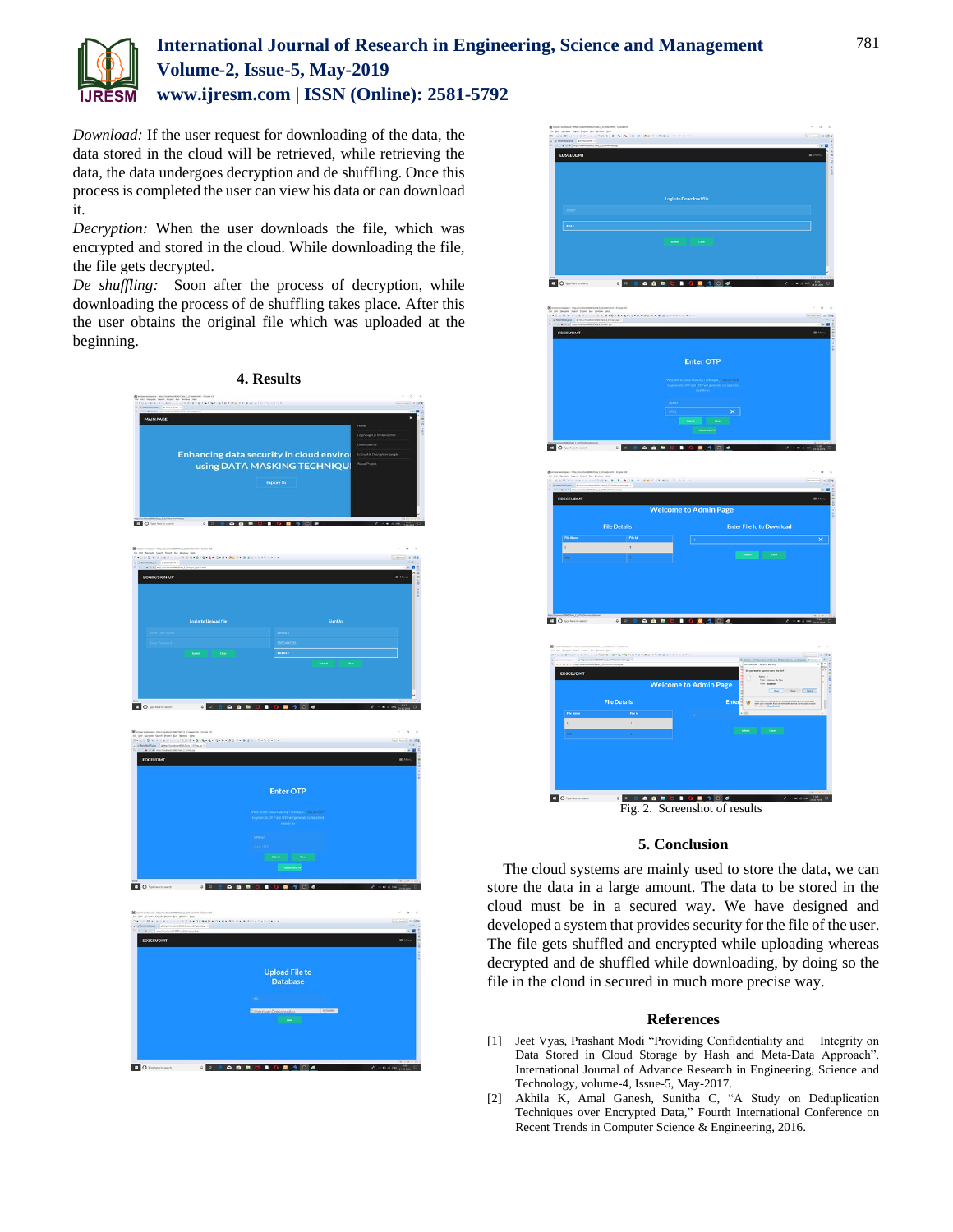*Download:* If the user request for downloading of the data, the data stored in the cloud will be retrieved, while retrieving the data, the data undergoes decryption and de shuffling. Once this process is completed the user can view his data or can download it.

*Decryption:* When the user downloads the file, which was encrypted and stored in the cloud. While downloading the file, the file gets decrypted.

*De shuffling:* Soon after the process of decryption, while downloading the process of de shuffling takes place. After this the user obtains the original file which was uploaded at the beginning.

## 4. Results

Fig. 2. Screenshot of results

## 5. Conclusion

The cloud systems are mainly used to store the data, we can store the data in a large amount. The data to be stored in the cloud must be in a secured way. We have designed and developed a system that provides security for the file of the user. The file gets shuffled and encrypted while uploading whereas decrypted and de shuffled while downloading, by doing so the file in the cloud in secured in much more precise way.

## References

[1] Jeet Vyas, Prashant Modi "Providing Confidentiality and Integrity on Data Stored in Cloud Storage by Hash and Meta-Data Approach". International Journal of Advance Research in Engineering, Science and Technology, volume-4, Issue-5, May-2017.

[2] Akhila K, Amal Ganesh, Sunitha C, "A Study on Deduplication Techniques over Encrypted Data," Fourth International Conference on Recent Trends in Computer Science & Engineering, 2016.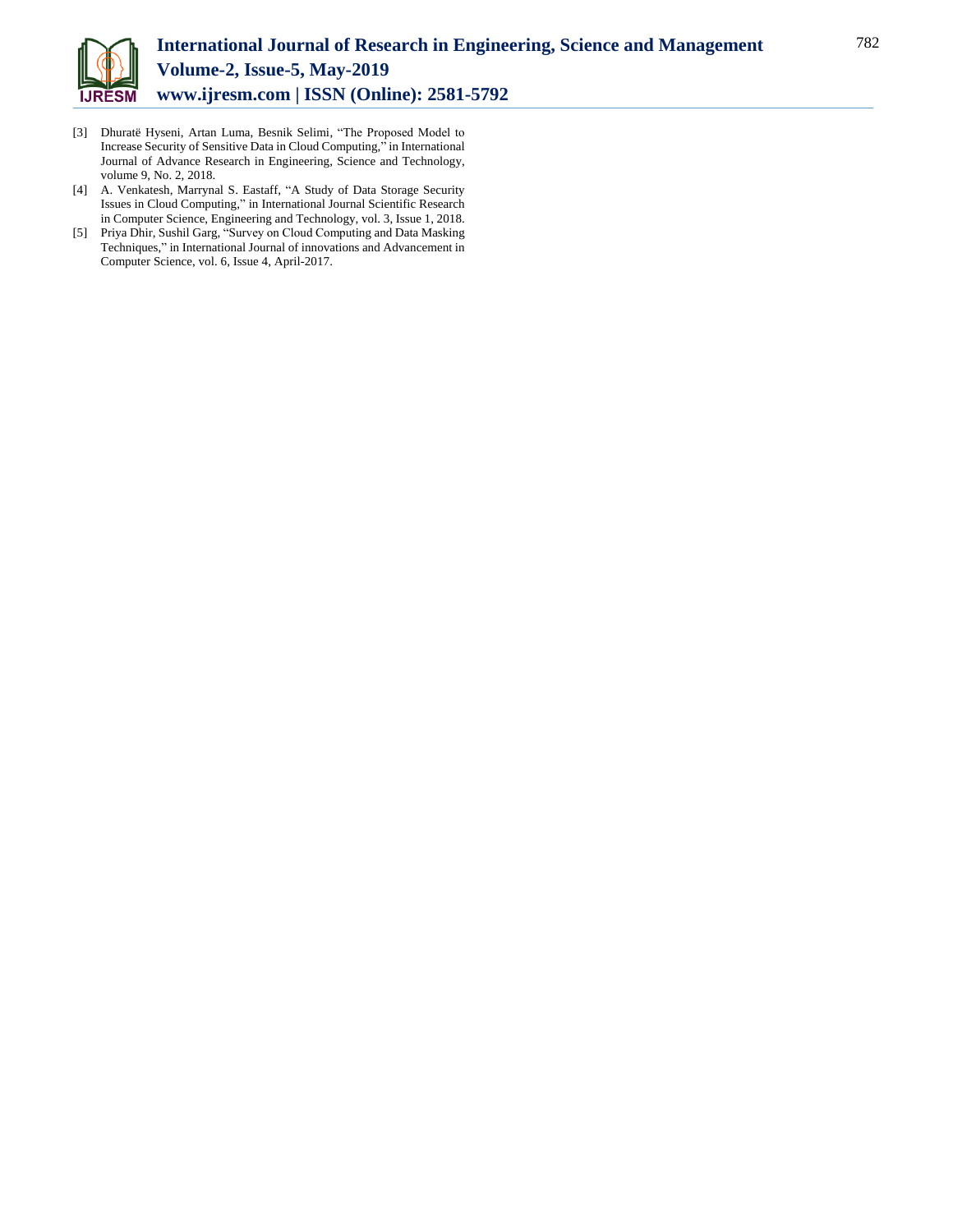[3] Dhuratë Hyseni, Artan Luma, Besnik Selimi, "The Proposed Model to Increase Security of Sensitive Data in Cloud Computing," in International Journal of Advance Research in Engineering, Science and Technology, volume 9, No. 2, 2018.

[4] A. Venkatesh, Marrynal S. Eastaff, "A Study of Data Storage Security Issues in Cloud Computing," in International Journal Scientific Research in Computer Science, Engineering and Technology, vol. 3, Issue 1, 2018.

[5] Priya Dhir, Sushil Garg, "Survey on Cloud Computing and Data Masking Techniques," in International Journal of innovations and Advancement in Computer Science, vol. 6, Issue 4, April-2017.